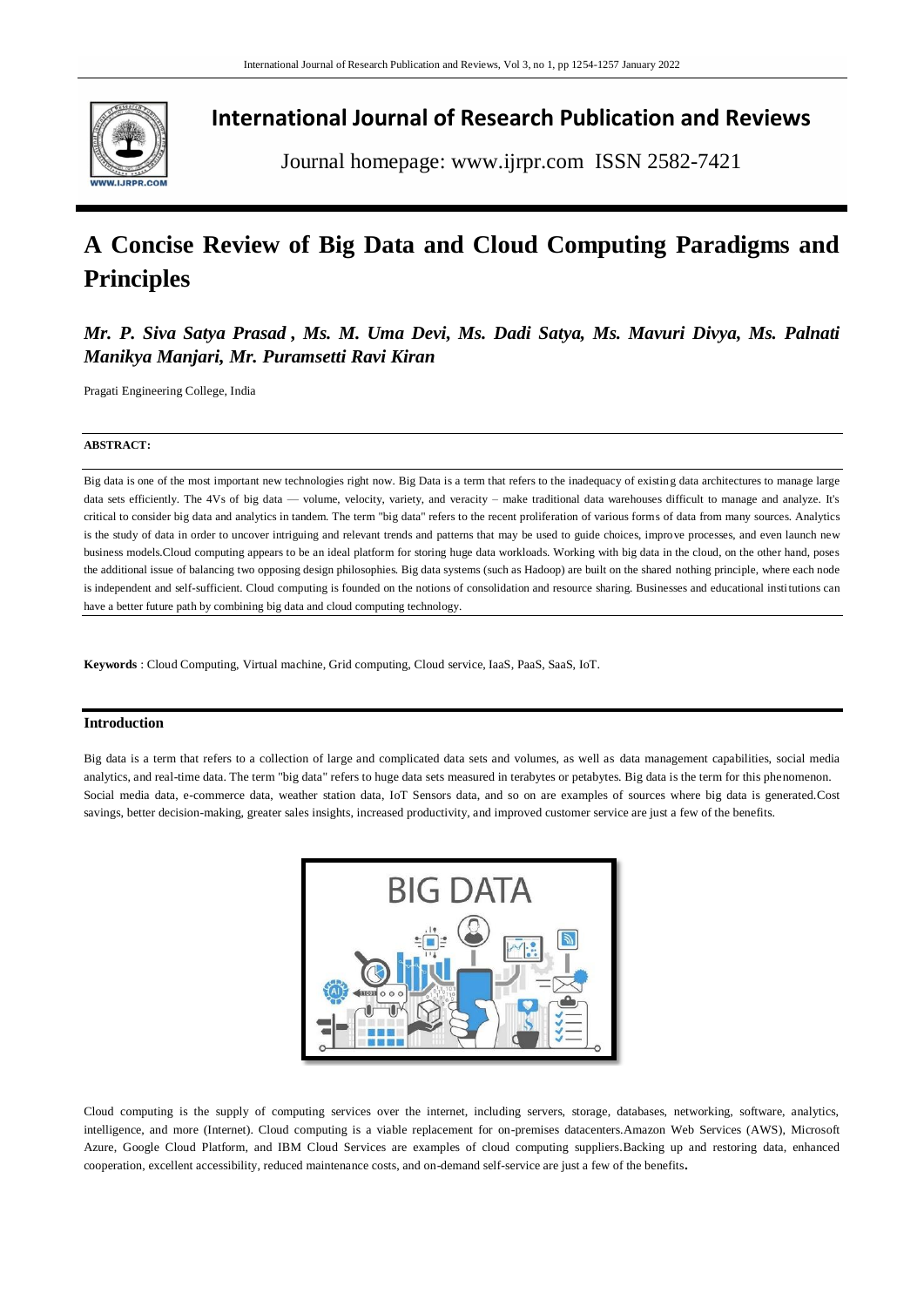# International Journal of Research Publication and Reviews

Journal homepage: www.ijrpr.com ISSN 2582-7421

# A Concise Review of Big Data and Cloud Computing Paradigms and Principles

***Mr. P. Siva Satya Prasad , Ms. M. Uma Devi, Ms. Dadi Satya, Ms. Mavuri Divya, Ms. Palnati Manikya Manjari, Mr. Puramsetti Ravi Kiran***

Pragati Engineering College, India

**ABSTRACT:**

Big data is one of the most important new technologies right now. Big Data is a term that refers to the inadequacy of existing data architectures to manage large data sets efficiently. The 4Vs of big data — volume, velocity, variety, and veracity – make traditional data warehouses difficult to manage and analyze. It's critical to consider big data and analytics in tandem. The term "big data" refers to the recent proliferation of various forms of data from many sources. Analytics is the study of data in order to uncover intriguing and relevant trends and patterns that may be used to guide choices, improve processes, and even launch new business models.Cloud computing appears to be an ideal platform for storing huge data workloads. Working with big data in the cloud, on the other hand, poses the additional issue of balancing two opposing design philosophies. Big data systems (such as Hadoop) are built on the shared nothing principle, where each node is independent and self-sufficient. Cloud computing is founded on the notions of consolidation and resource sharing. Businesses and educational institutions can have a better future path by combining big data and cloud computing technology.

**Keywords** : Cloud Computing, Virtual machine, Grid computing, Cloud service, IaaS, PaaS, SaaS, IoT.

## Introduction

Big data is a term that refers to a collection of large and complicated data sets and volumes, as well as data management capabilities, social media analytics, and real-time data. The term "big data" refers to huge data sets measured in terabytes or petabytes. Big data is the term for this phenomenon. Social media data, e-commerce data, weather station data, IoT Sensors data, and so on are examples of sources where big data is generated.Cost savings, better decision-making, greater sales insights, increased productivity, and improved customer service are just a few of the benefits.

Cloud computing is the supply of computing services over the internet, including servers, storage, databases, networking, software, analytics, intelligence, and more (Internet). Cloud computing is a viable replacement for on-premises datacenters.Amazon Web Services (AWS), Microsoft Azure, Google Cloud Platform, and IBM Cloud Services are examples of cloud computing suppliers.Backing up and restoring data, enhanced cooperation, excellent accessibility, reduced maintenance costs, and on-demand self-service are just a few of the benefits**.**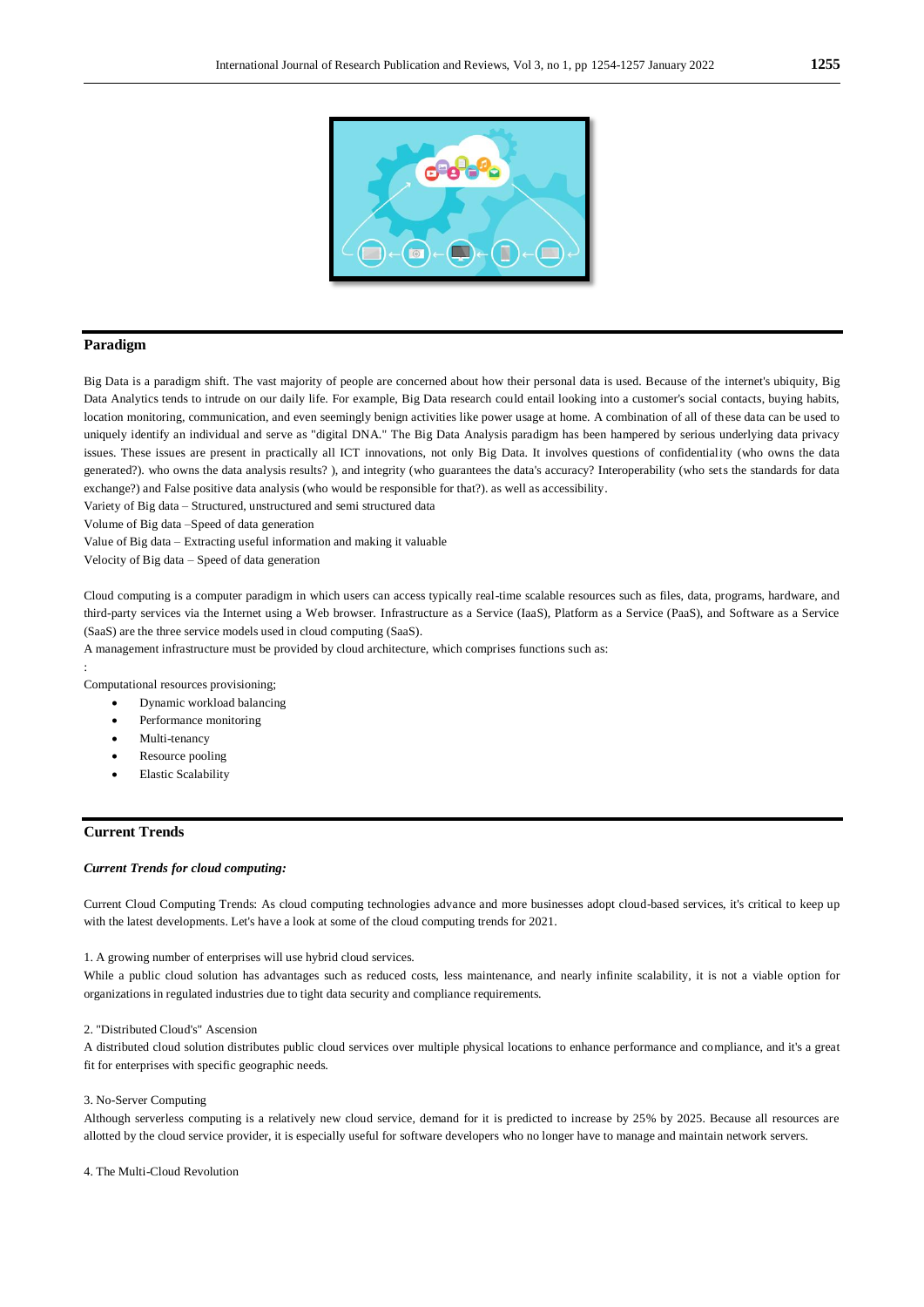## Paradigm

Big Data is a paradigm shift. The vast majority of people are concerned about how their personal data is used. Because of the internet's ubiquity, Big Data Analytics tends to intrude on our daily life. For example, Big Data research could entail looking into a customer's social contacts, buying habits, location monitoring, communication, and even seemingly benign activities like power usage at home. A combination of all of these data can be used to uniquely identify an individual and serve as "digital DNA." The Big Data Analysis paradigm has been hampered by serious underlying data privacy issues. These issues are present in practically all ICT innovations, not only Big Data. It involves questions of confidentiality (who owns the data generated?). who owns the data analysis results? ), and integrity (who guarantees the data's accuracy? Interoperability (who sets the standards for data exchange?) and False positive data analysis (who would be responsible for that?). as well as accessibility.

Variety of Big data – Structured, unstructured and semi structured data

Volume of Big data –Speed of data generation

Value of Big data – Extracting useful information and making it valuable

Velocity of Big data – Speed of data generation

Cloud computing is a computer paradigm in which users can access typically real-time scalable resources such as files, data, programs, hardware, and third-party services via the Internet using a Web browser. Infrastructure as a Service (IaaS), Platform as a Service (PaaS), and Software as a Service (SaaS) are the three service models used in cloud computing (SaaS).

A management infrastructure must be provided by cloud architecture, which comprises functions such as:

:

Computational resources provisioning;

- Dynamic workload balancing
- Performance monitoring
- Multi-tenancy
- Resource pooling
- Elastic Scalability

## Current Trends

### *Current Trends for cloud computing:*

Current Cloud Computing Trends: As cloud computing technologies advance and more businesses adopt cloud-based services, it's critical to keep up with the latest developments. Let's have a look at some of the cloud computing trends for 2021.

1. A growing number of enterprises will use hybrid cloud services.

While a public cloud solution has advantages such as reduced costs, less maintenance, and nearly infinite scalability, it is not a viable option for organizations in regulated industries due to tight data security and compliance requirements.

2. "Distributed Cloud's" Ascension

A distributed cloud solution distributes public cloud services over multiple physical locations to enhance performance and compliance, and it's a great fit for enterprises with specific geographic needs.

3. No-Server Computing

Although serverless computing is a relatively new cloud service, demand for it is predicted to increase by 25% by 2025. Because all resources are allotted by the cloud service provider, it is especially useful for software developers who no longer have to manage and maintain network servers.

4. The Multi-Cloud Revolution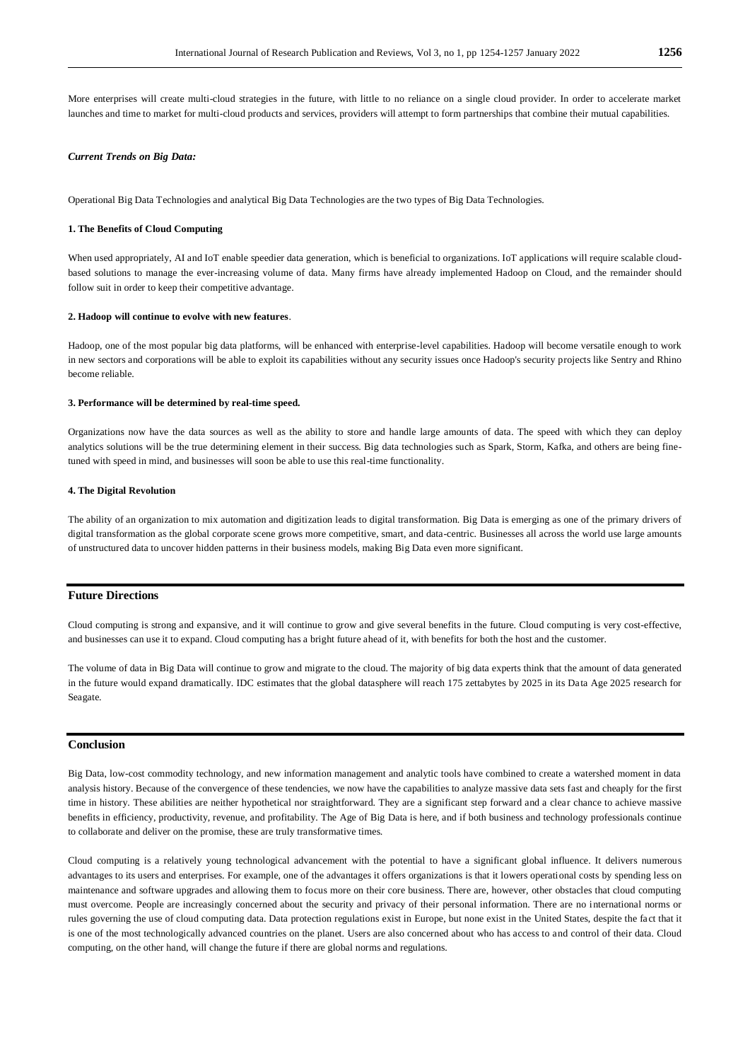More enterprises will create multi-cloud strategies in the future, with little to no reliance on a single cloud provider. In order to accelerate market launches and time to market for multi-cloud products and services, providers will attempt to form partnerships that combine their mutual capabilities.

***Current Trends on Big Data:***

Operational Big Data Technologies and analytical Big Data Technologies are the two types of Big Data Technologies.

**1. The Benefits of Cloud Computing**

When used appropriately, AI and IoT enable speedier data generation, which is beneficial to organizations. IoT applications will require scalable cloud-based solutions to manage the ever-increasing volume of data. Many firms have already implemented Hadoop on Cloud, and the remainder should follow suit in order to keep their competitive advantage.

**2. Hadoop will continue to evolve with new features**.

Hadoop, one of the most popular big data platforms, will be enhanced with enterprise-level capabilities. Hadoop will become versatile enough to work in new sectors and corporations will be able to exploit its capabilities without any security issues once Hadoop's security projects like Sentry and Rhino become reliable.

**3. Performance will be determined by real-time speed.**

Organizations now have the data sources as well as the ability to store and handle large amounts of data. The speed with which they can deploy analytics solutions will be the true determining element in their success. Big data technologies such as Spark, Storm, Kafka, and others are being fine-tuned with speed in mind, and businesses will soon be able to use this real-time functionality.

**4. The Digital Revolution**

The ability of an organization to mix automation and digitization leads to digital transformation. Big Data is emerging as one of the primary drivers of digital transformation as the global corporate scene grows more competitive, smart, and data-centric. Businesses all across the world use large amounts of unstructured data to uncover hidden patterns in their business models, making Big Data even more significant.

## Future Directions

Cloud computing is strong and expansive, and it will continue to grow and give several benefits in the future. Cloud computing is very cost-effective, and businesses can use it to expand. Cloud computing has a bright future ahead of it, with benefits for both the host and the customer.

The volume of data in Big Data will continue to grow and migrate to the cloud. The majority of big data experts think that the amount of data generated in the future would expand dramatically. IDC estimates that the global datasphere will reach 175 zettabytes by 2025 in its Data Age 2025 research for Seagate.

## Conclusion

Big Data, low-cost commodity technology, and new information management and analytic tools have combined to create a watershed moment in data analysis history. Because of the convergence of these tendencies, we now have the capabilities to analyze massive data sets fast and cheaply for the first time in history. These abilities are neither hypothetical nor straightforward. They are a significant step forward and a clear chance to achieve massive benefits in efficiency, productivity, revenue, and profitability. The Age of Big Data is here, and if both business and technology professionals continue to collaborate and deliver on the promise, these are truly transformative times.

Cloud computing is a relatively young technological advancement with the potential to have a significant global influence. It delivers numerous advantages to its users and enterprises. For example, one of the advantages it offers organizations is that it lowers operational costs by spending less on maintenance and software upgrades and allowing them to focus more on their core business. There are, however, other obstacles that cloud computing must overcome. People are increasingly concerned about the security and privacy of their personal information. There are no international norms or rules governing the use of cloud computing data. Data protection regulations exist in Europe, but none exist in the United States, despite the fact that it is one of the most technologically advanced countries on the planet. Users are also concerned about who has access to and control of their data. Cloud computing, on the other hand, will change the future if there are global norms and regulations.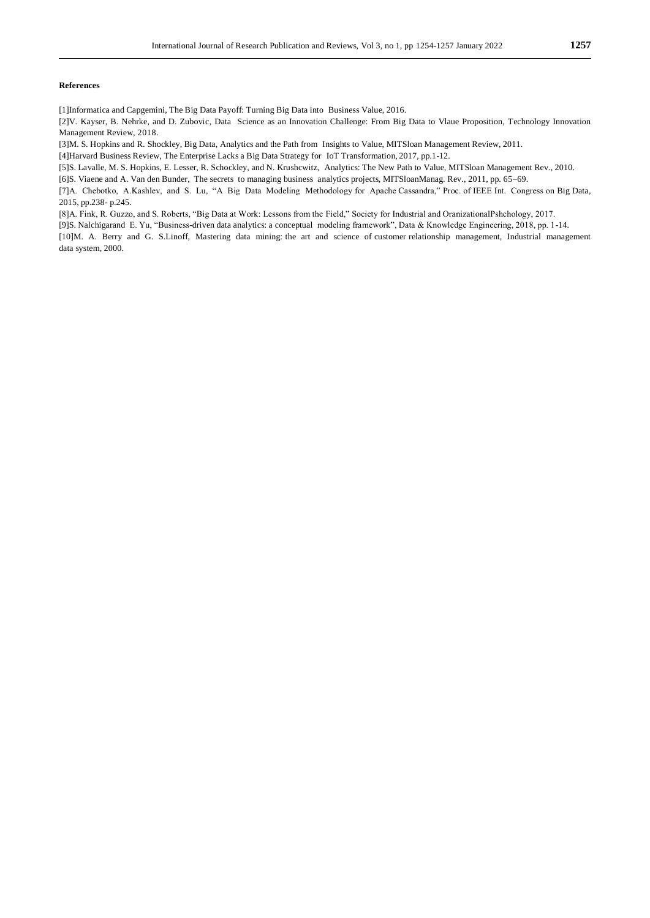**References**

[1]Informatica and Capgemini, The Big Data Payoff: Turning Big Data into Business Value, 2016.

[2]V. Kayser, B. Nehrke, and D. Zubovic, Data Science as an Innovation Challenge: From Big Data to Vlaue Proposition, Technology Innovation Management Review, 2018.

[3]M. S. Hopkins and R. Shockley, Big Data, Analytics and the Path from Insights to Value, MITSloan Management Review, 2011.

[4]Harvard Business Review, The Enterprise Lacks a Big Data Strategy for IoT Transformation, 2017, pp.1-12.

[5]S. Lavalle, M. S. Hopkins, E. Lesser, R. Schockley, and N. Krushcwitz, Analytics: The New Path to Value, MITSloan Management Rev., 2010.

[6]S. Viaene and A. Van den Bunder, The secrets to managing business analytics projects, MITSloanManag. Rev., 2011, pp. 65–69.

[7]A. Chebotko, A.Kashlev, and S. Lu, "A Big Data Modeling Methodology for Apache Cassandra," Proc. of IEEE Int. Congress on Big Data, 2015, pp.238- p.245.

[8]A. Fink, R. Guzzo, and S. Roberts, "Big Data at Work: Lessons from the Field," Society for Industrial and OranizationalPshchology, 2017.

[9]S. Nalchigarand E. Yu, "Business-driven data analytics: a conceptual modeling framework", Data & Knowledge Engineering, 2018, pp. 1-14.

[10]M. A. Berry and G. S.Linoff, Mastering data mining: the art and science of customer relationship management, Industrial management data system, 2000.